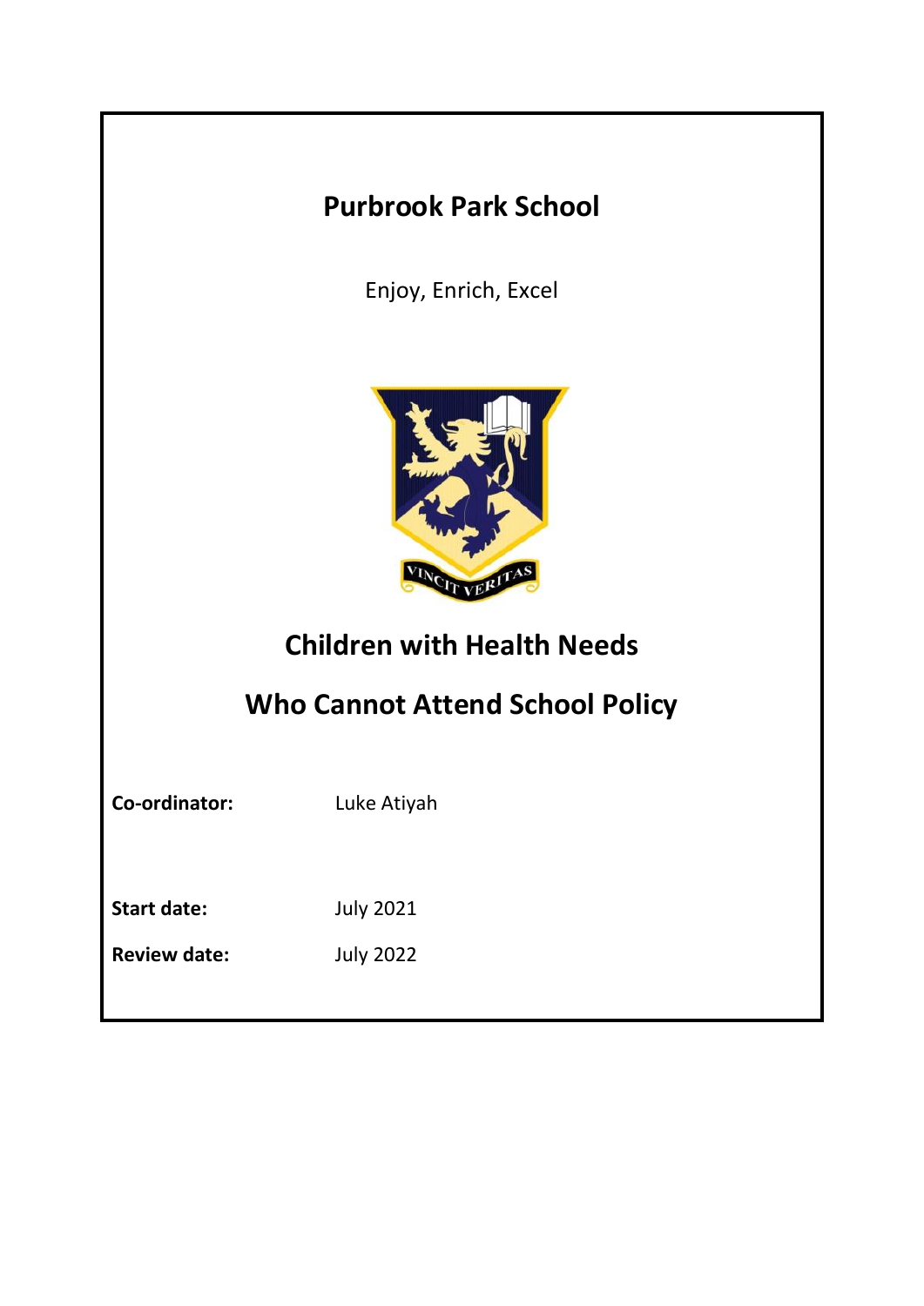# Purbrook Park School

Enjoy, Enrich, Excel

## Children with Health Needs

## Who Cannot Attend School Policy

**Co-ordinator:** Luke Atiyah

**Start date:** July 2021

**Review date:** July 2022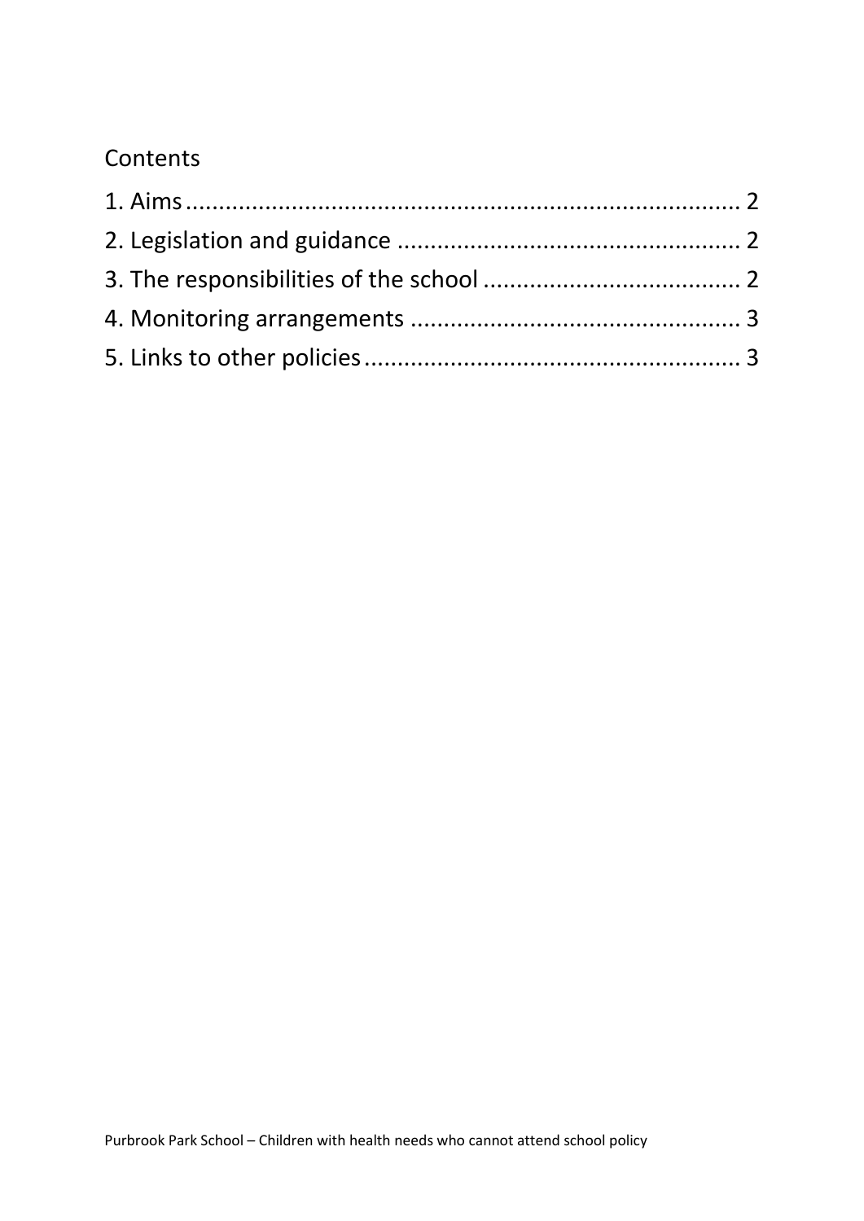Contents

1. Aims ..................................................................... 2
2. Legislation and guidance ................................................... 2
3. The responsibilities of the school ....................................... 2
4. Monitoring arrangements ................................................. 3
5. Links to other policies ..................................................... 3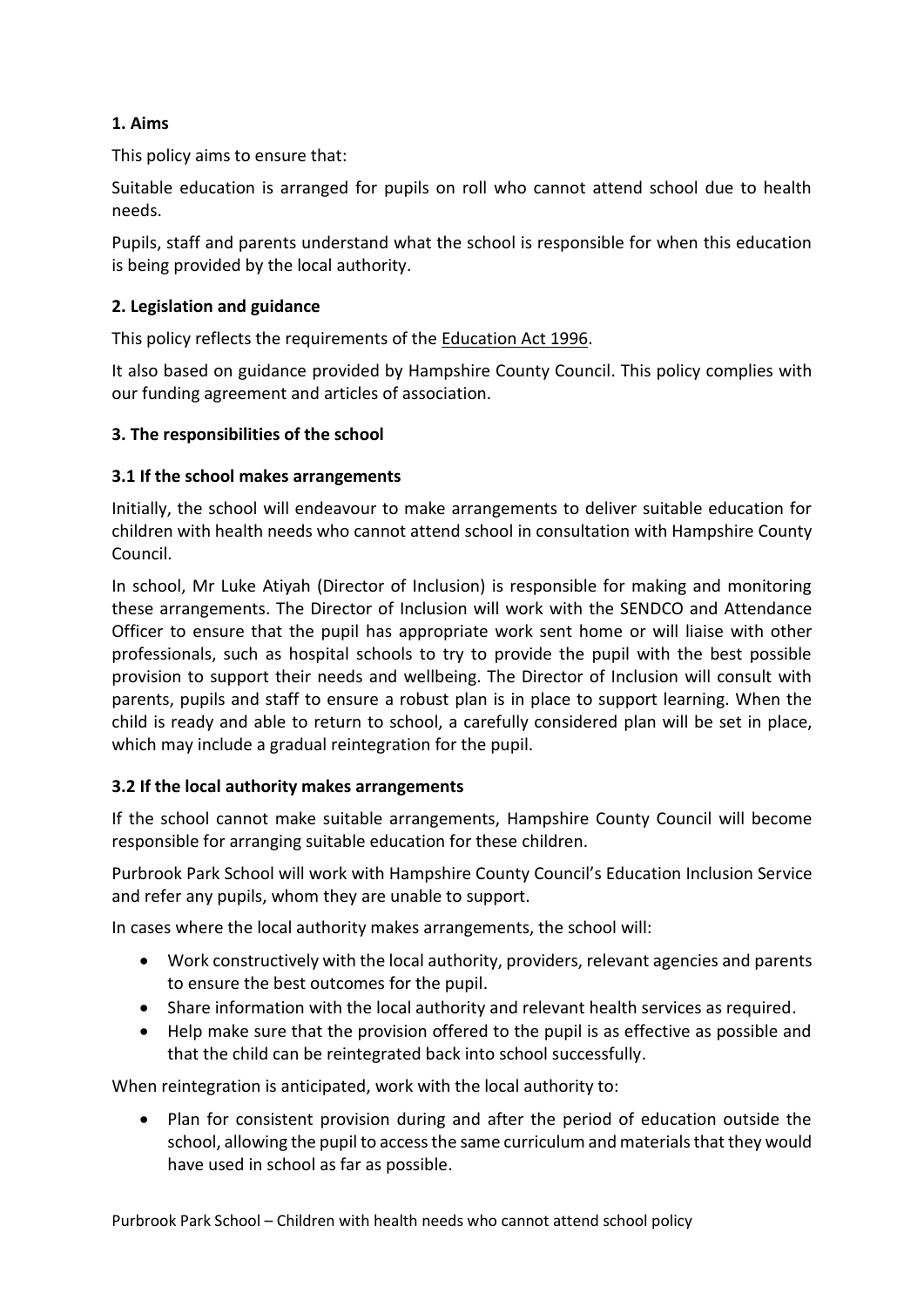## 1. Aims

This policy aims to ensure that:

Suitable education is arranged for pupils on roll who cannot attend school due to health needs.

Pupils, staff and parents understand what the school is responsible for when this education is being provided by the local authority.

## 2. Legislation and guidance

This policy reflects the requirements of the Education Act 1996.

It also based on guidance provided by Hampshire County Council. This policy complies with our funding agreement and articles of association.

## 3. The responsibilities of the school

### 3.1 If the school makes arrangements

Initially, the school will endeavour to make arrangements to deliver suitable education for children with health needs who cannot attend school in consultation with Hampshire County Council.

In school, Mr Luke Atiyah (Director of Inclusion) is responsible for making and monitoring these arrangements. The Director of Inclusion will work with the SENDCO and Attendance Officer to ensure that the pupil has appropriate work sent home or will liaise with other professionals, such as hospital schools to try to provide the pupil with the best possible provision to support their needs and wellbeing. The Director of Inclusion will consult with parents, pupils and staff to ensure a robust plan is in place to support learning. When the child is ready and able to return to school, a carefully considered plan will be set in place, which may include a gradual reintegration for the pupil.

### 3.2 If the local authority makes arrangements

If the school cannot make suitable arrangements, Hampshire County Council will become responsible for arranging suitable education for these children.

Purbrook Park School will work with Hampshire County Council's Education Inclusion Service and refer any pupils, whom they are unable to support.

In cases where the local authority makes arrangements, the school will:

- Work constructively with the local authority, providers, relevant agencies and parents to ensure the best outcomes for the pupil.
- Share information with the local authority and relevant health services as required.
- Help make sure that the provision offered to the pupil is as effective as possible and that the child can be reintegrated back into school successfully.

When reintegration is anticipated, work with the local authority to:

- Plan for consistent provision during and after the period of education outside the school, allowing the pupil to access the same curriculum and materials that they would have used in school as far as possible.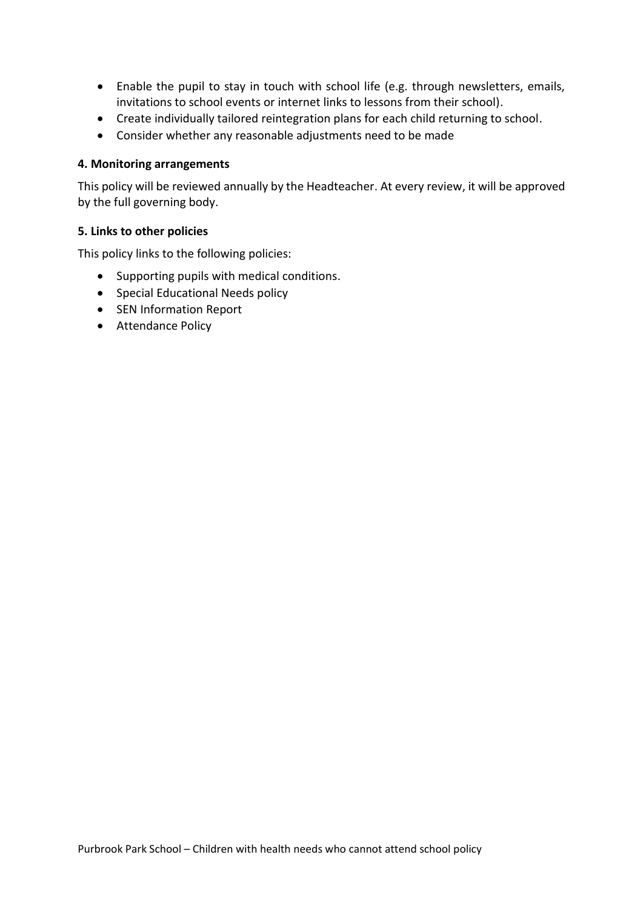- Enable the pupil to stay in touch with school life (e.g. through newsletters, emails, invitations to school events or internet links to lessons from their school).
- Create individually tailored reintegration plans for each child returning to school.
- Consider whether any reasonable adjustments need to be made

**4. Monitoring arrangements**

This policy will be reviewed annually by the Headteacher. At every review, it will be approved by the full governing body.

**5. Links to other policies**

This policy links to the following policies:

- Supporting pupils with medical conditions.
- Special Educational Needs policy
- SEN Information Report
- Attendance Policy